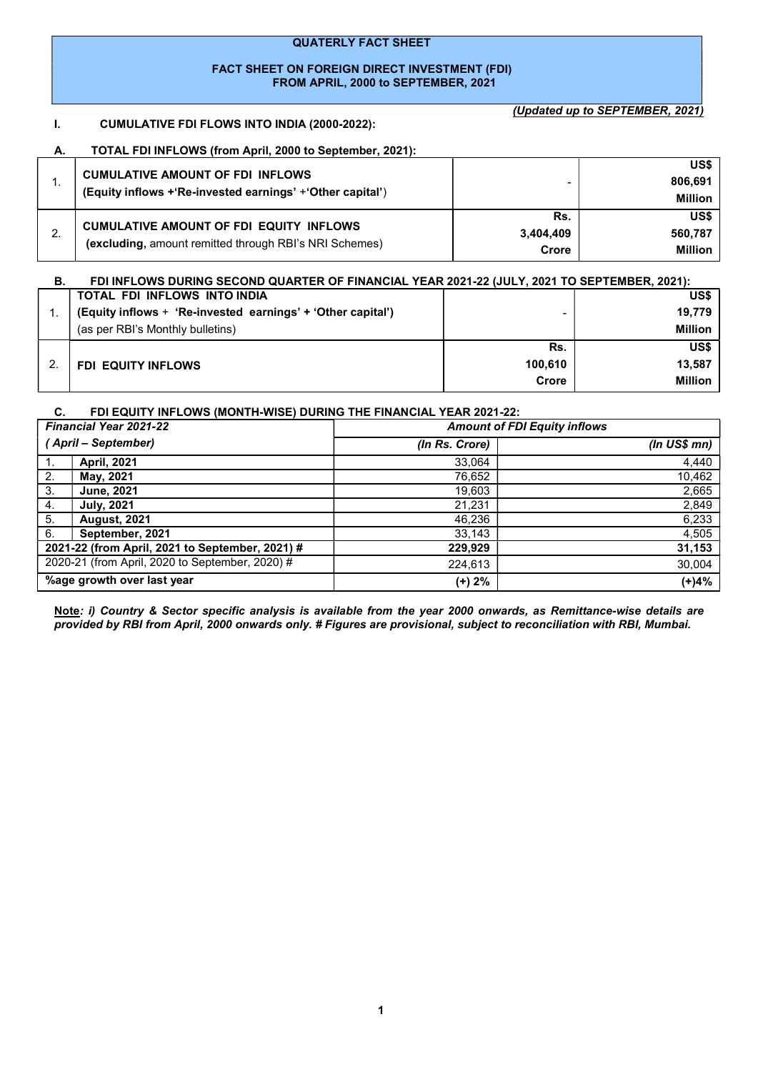# QUATERLY FACT SHEET

## FACT SHEET ON FOREIGN DIRECT INVESTMENT (FDI) FROM APRIL, 2000 to SEPTEMBER, 2021

*(Updated up to SEPTEMBER, 2021)*

### I. CUMULATIVE FDI FLOWS INTO INDIA (2000-2022):

#### A. TOTAL FDI INFLOWS (from April, 2000 to September, 2021):

| | | | |
|---|---|---|---|
| 1. | **CUMULATIVE AMOUNT OF FDI INFLOWS** **(Equity inflows +'Re-invested earnings' +'Other capital')** | - | **US$ 806,691 Million** |
| 2. | **CUMULATIVE AMOUNT OF FDI EQUITY INFLOWS** (**excluding,** amount remitted through RBI's NRI Schemes) | **Rs. 3,404,409 Crore** | **US$ 560,787 Million** |

#### B. FDI INFLOWS DURING SECOND QUARTER OF FINANCIAL YEAR 2021-22 (JULY, 2021 TO SEPTEMBER, 2021):

| | | | |
|---|---|---|---|
| 1. | **TOTAL FDI INFLOWS INTO INDIA** **(Equity inflows + 'Re-invested earnings' + 'Other capital')** (as per RBI's Monthly bulletins) | - | **US$ 19,779 Million** |
| 2. | **FDI EQUITY INFLOWS** | **Rs. 100,610 Crore** | **US$ 13,587 Million** |

#### C. FDI EQUITY INFLOWS (MONTH-WISE) DURING THE FINANCIAL YEAR 2021-22:

| ***Financial Year 2021-22*** | | ***Amount of FDI Equity inflows*** | |
|---|---|---|---|
| ***( April – September)*** | | ***(In Rs. Crore)*** | ***(In US$ mn)*** |
| 1. | **April, 2021** | 33,064 | 4,440 |
| 2. | **May, 2021** | 76,652 | 10,462 |
| 3. | **June, 2021** | 19,603 | 2,665 |
| 4. | **July, 2021** | 21,231 | 2,849 |
| 5. | **August, 2021** | 46,236 | 6,233 |
| 6. | **September, 2021** | 33,143 | 4,505 |
| **2021-22 (from April, 2021 to September, 2021) #** | | **229,929** | **31,153** |
| 2020-21 (from April, 2020 to September, 2020) # | | 224,613 | 30,004 |
| **%age growth over last year** | | **(+) 2%** | **(+)4%** |

**Note***: i) Country & Sector specific analysis is available from the year 2000 onwards, as Remittance-wise details are provided by RBI from April, 2000 onwards only. # Figures are provisional, subject to reconciliation with RBI, Mumbai.*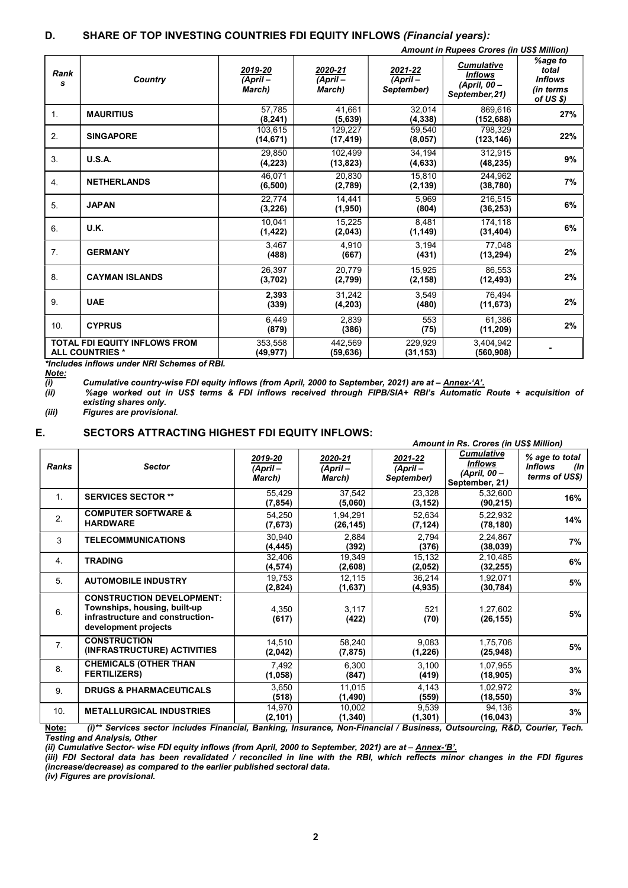## D. SHARE OF TOP INVESTING COUNTRIES FDI EQUITY INFLOWS *(Financial years):*

*Amount in Rupees Crores (in US$ Million)*

| *Ranks* | *Country* | *2019-20 (April – March)* | *2020-21 (April – March)* | *2021-22 (April – September)* | *Cumulative Inflows (April, 00 – September, 21)* | *%age to total Inflows (in terms of US $)* |
|---|---|---|---|---|---|---|
| 1. | **MAURITIUS** | 57,785 **(8,241)** | 41,661 **(5,639)** | 32,014 **(4,338)** | 869,616 **(152,688)** | **27%** |
| 2. | **SINGAPORE** | 103,615 **(14,671)** | 129,227 **(17,419)** | 59,540 **(8,057)** | 798,329 **(123,146)** | **22%** |
| 3. | **U.S.A.** | 29,850 **(4,223)** | 102,499 **(13,823)** | 34,194 **(4,633)** | 312,915 **(48,235)** | **9%** |
| 4. | **NETHERLANDS** | 46,071 **(6,500)** | 20,830 **(2,789)** | 15,810 **(2,139)** | 244,962 **(38,780)** | **7%** |
| 5. | **JAPAN** | 22,774 **(3,226)** | 14,441 **(1,950)** | 5,969 **(804)** | 216,515 **(36,253)** | **6%** |
| 6. | **U.K.** | 10,041 **(1,422)** | 15,225 **(2,043)** | 8,481 **(1,149)** | 174,118 **(31,404)** | **6%** |
| 7. | **GERMANY** | 3,467 **(488)** | 4,910 **(667)** | 3,194 **(431)** | 77,048 **(13,294)** | **2%** |
| 8. | **CAYMAN ISLANDS** | 26,397 **(3,702)** | 20,779 **(2,799)** | 15,925 **(2,158)** | 86,553 **(12,493)** | **2%** |
| 9. | **UAE** | **2,393** **(339)** | 31,242 **(4,203)** | 3,549 **(480)** | 76,494 **(11,673)** | **2%** |
| 10. | **CYPRUS** | 6,449 **(879)** | 2,839 **(386)** | 553 **(75)** | 61,386 **(11,209)** | **2%** |
| **TOTAL FDI EQUITY INFLOWS FROM ALL COUNTRIES \*** | | 353,558 **(49,977)** | 442,569 **(59,636)** | 229,929 **(31,153)** | 3,404,942 **(560,908)** | **-** |

***Includes inflows under NRI Schemes of RBI.**

***Note:***

*(i) Cumulative country-wise FDI equity inflows (from April, 2000 to September, 2021) are at – Annex-'A'.*

*(ii) %age worked out in US$ terms & FDI inflows received through FIPB/SIA+ RBI's Automatic Route + acquisition of existing shares only.*

*(iii) Figures are provisional.*

## E. SECTORS ATTRACTING HIGHEST FDI EQUITY INFLOWS:

*Amount in Rs. Crores (in US$ Million)*

| *Ranks* | *Sector* | *2019-20 (April – March)* | *2020-21 (April – March)* | *2021-22 (April – September)* | *Cumulative Inflows (April, 00 – September, 21)* | *% age to total Inflows (In terms of US$)* |
|---|---|---|---|---|---|---|
| 1. | **SERVICES SECTOR \*\*** | 55,429 **(7,854)** | 37,542 **(5,060)** | 23,328 **(3,152)** | 5,32,600 **(90,215)** | **16%** |
| 2. | **COMPUTER SOFTWARE & HARDWARE** | 54,250 **(7,673)** | 1,94,291 **(26,145)** | 52,634 **(7,124)** | 5,22,932 **(78,180)** | **14%** |
| 3 | **TELECOMMUNICATIONS** | 30,940 **(4,445)** | 2,884 **(392)** | 2,794 **(376)** | 2,24,867 **(38,039)** | **7%** |
| 4. | **TRADING** | 32,406 **(4,574)** | 19,349 **(2,608)** | 15,132 **(2,052)** | 2,10,485 **(32,255)** | **6%** |
| 5. | **AUTOMOBILE INDUSTRY** | 19,753 **(2,824)** | 12,115 **(1,637)** | 36,214 **(4,935)** | 1,92,071 **(30,784)** | **5%** |
| 6. | **CONSTRUCTION DEVELOPMENT: Townships, housing, built-up infrastructure and construction-development projects** | 4,350 **(617)** | 3,117 **(422)** | 521 **(70)** | 1,27,602 **(26,155)** | **5%** |
| 7. | **CONSTRUCTION (INFRASTRUCTURE) ACTIVITIES** | 14,510 **(2,042)** | 58,240 **(7,875)** | 9,083 **(1,226)** | 1,75,706 **(25,948)** | **5%** |
| 8. | **CHEMICALS (OTHER THAN FERTILIZERS)** | 7,492 **(1,058)** | 6,300 **(847)** | 3,100 **(419)** | 1,07,955 **(18,905)** | **3%** |
| 9. | **DRUGS & PHARMACEUTICALS** | 3,650 **(518)** | 11,015 **(1,490)** | 4,143 **(559)** | 1,02,972 **(18,550)** | **3%** |
| 10. | **METALLURGICAL INDUSTRIES** | 14,970 **(2,101)** | 10,002 **(1,340)** | 9,539 **(1,301)** | 94,136 **(16,043)** | **3%** |

**Note:** *(i)\*\* Services sector includes Financial, Banking, Insurance, Non-Financial / Business, Outsourcing, R&D, Courier, Tech. Testing and Analysis, Other*

*(ii) Cumulative Sector- wise FDI equity inflows (from April, 2000 to September, 2021) are at – Annex-'B'.*

*(iii) FDI Sectoral data has been revalidated / reconciled in line with the RBI, which reflects minor changes in the FDI figures (increase/decrease) as compared to the earlier published sectoral data.*

*(iv) Figures are provisional.*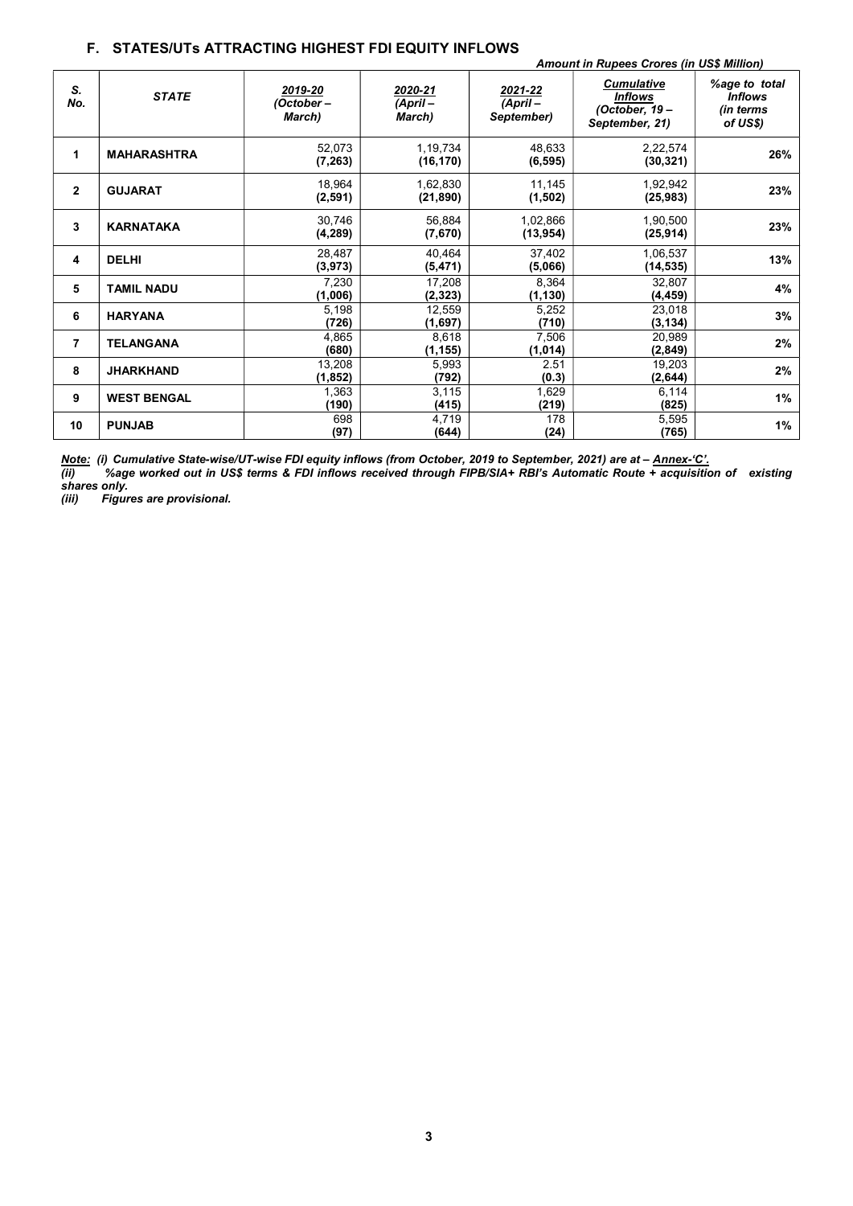## F. STATES/UTs ATTRACTING HIGHEST FDI EQUITY INFLOWS

*Amount in Rupees Crores (in US$ Million)*

| S. No. | STATE | 2019-20 (October – March) | 2020-21 (April – March) | 2021-22 (April – September) | Cumulative Inflows (October, 19 – September, 21) | %age to total Inflows (in terms of US$) |
|---|---|---|---|---|---|---|
| 1 | MAHARASHTRA | 52,073 **(7,263)** | 1,19,734 **(16,170)** | 48,633 **(6,595)** | 2,22,574 **(30,321)** | **26%** |
| 2 | GUJARAT | 18,964 **(2,591)** | 1,62,830 **(21,890)** | 11,145 **(1,502)** | 1,92,942 **(25,983)** | **23%** |
| 3 | KARNATAKA | 30,746 **(4,289)** | 56,884 **(7,670)** | 1,02,866 **(13,954)** | 1,90,500 **(25,914)** | **23%** |
| 4 | DELHI | 28,487 **(3,973)** | 40,464 **(5,471)** | 37,402 **(5,066)** | 1,06,537 **(14,535)** | **13%** |
| 5 | TAMIL NADU | 7,230 **(1,006)** | 17,208 **(2,323)** | 8,364 **(1,130)** | 32,807 **(4,459)** | **4%** |
| 6 | HARYANA | 5,198 **(726)** | 12,559 **(1,697)** | 5,252 **(710)** | 23,018 **(3,134)** | **3%** |
| 7 | TELANGANA | 4,865 **(680)** | 8,618 **(1,155)** | 7,506 **(1,014)** | 20,989 **(2,849)** | **2%** |
| 8 | JHARKHAND | 13,208 **(1,852)** | 5,993 **(792)** | 2.51 **(0.3)** | 19,203 **(2,644)** | **2%** |
| 9 | WEST BENGAL | 1,363 **(190)** | 3,115 **(415)** | 1,629 **(219)** | 6,114 **(825)** | **1%** |
| 10 | PUNJAB | 698 **(97)** | 4,719 **(644)** | 178 **(24)** | 5,595 **(765)** | **1%** |

***Note:*** *(i) Cumulative State-wise/UT-wise FDI equity inflows (from October, 2019 to September, 2021) are at – Annex-'C'.*

*(ii) %age worked out in US$ terms & FDI inflows received through FIPB/SIA+ RBI's Automatic Route + acquisition of existing shares only.*

*(iii) Figures are provisional.*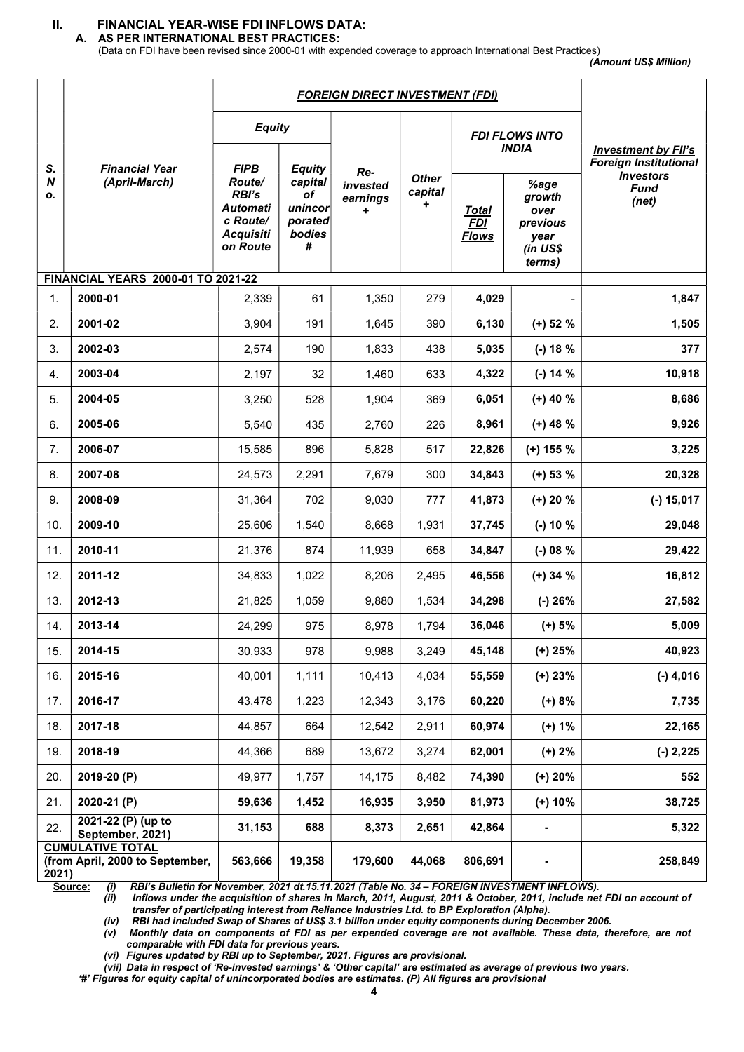## II. FINANCIAL YEAR-WISE FDI INFLOWS DATA:

### A. AS PER INTERNATIONAL BEST PRACTICES:

(Data on FDI have been revised since 2000-01 with expended coverage to approach International Best Practices)

*(Amount US$ Million)*

| S. No. | Financial Year (April-March) | FOREIGN DIRECT INVESTMENT (FDI) | | | | | | Investment by FII's Foreign Institutional Investors Fund (net) |
|---|---|---|---|---|---|---|---|---|
| | | Equity | | Re-invested earnings + | Other capital + | FDI FLOWS INTO INDIA | | |
| | | FIPB Route/ RBI's Automatic Route/ Acquisition Route | Equity capital of unincorporated bodies # | | | Total FDI Flows | %age growth over previous year (in US$ terms) | |
| **FINANCIAL YEARS 2000-01 TO 2021-22** | | | | | | | | |
| 1. | **2000-01** | 2,339 | 61 | 1,350 | 279 | **4,029** | - | **1,847** |
| 2. | **2001-02** | 3,904 | 191 | 1,645 | 390 | **6,130** | **(+) 52 %** | **1,505** |
| 3. | **2002-03** | 2,574 | 190 | 1,833 | 438 | **5,035** | **(-) 18 %** | **377** |
| 4. | **2003-04** | 2,197 | 32 | 1,460 | 633 | **4,322** | **(-) 14 %** | **10,918** |
| 5. | **2004-05** | 3,250 | 528 | 1,904 | 369 | **6,051** | **(+) 40 %** | **8,686** |
| 6. | **2005-06** | 5,540 | 435 | 2,760 | 226 | **8,961** | **(+) 48 %** | **9,926** |
| 7. | **2006-07** | 15,585 | 896 | 5,828 | 517 | **22,826** | **(+) 155 %** | **3,225** |
| 8. | **2007-08** | 24,573 | 2,291 | 7,679 | 300 | **34,843** | **(+) 53 %** | **20,328** |
| 9. | **2008-09** | 31,364 | 702 | 9,030 | 777 | **41,873** | **(+) 20 %** | **(-) 15,017** |
| 10. | **2009-10** | 25,606 | 1,540 | 8,668 | 1,931 | **37,745** | **(-) 10 %** | **29,048** |
| 11. | **2010-11** | 21,376 | 874 | 11,939 | 658 | **34,847** | **(-) 08 %** | **29,422** |
| 12. | **2011-12** | 34,833 | 1,022 | 8,206 | 2,495 | **46,556** | **(+) 34 %** | **16,812** |
| 13. | **2012-13** | 21,825 | 1,059 | 9,880 | 1,534 | **34,298** | **(-) 26%** | **27,582** |
| 14. | **2013-14** | 24,299 | 975 | 8,978 | 1,794 | **36,046** | **(+) 5%** | **5,009** |
| 15. | **2014-15** | 30,933 | 978 | 9,988 | 3,249 | **45,148** | **(+) 25%** | **40,923** |
| 16. | **2015-16** | 40,001 | 1,111 | 10,413 | 4,034 | **55,559** | **(+) 23%** | **(-) 4,016** |
| 17. | **2016-17** | 43,478 | 1,223 | 12,343 | 3,176 | **60,220** | **(+) 8%** | **7,735** |
| 18. | **2017-18** | 44,857 | 664 | 12,542 | 2,911 | **60,974** | **(+) 1%** | **22,165** |
| 19. | **2018-19** | 44,366 | 689 | 13,672 | 3,274 | **62,001** | **(+) 2%** | **(-) 2,225** |
| 20. | **2019-20 (P)** | 49,977 | 1,757 | 14,175 | 8,482 | **74,390** | **(+) 20%** | **552** |
| 21. | **2020-21 (P)** | **59,636** | **1,452** | **16,935** | **3,950** | **81,973** | **(+) 10%** | **38,725** |
| 22. | **2021-22 (P) (up to September, 2021)** | **31,153** | **688** | **8,373** | **2,651** | **42,864** | **-** | **5,322** |
| **CUMULATIVE TOTAL (from April, 2000 to September, 2021)** | | **563,666** | **19,358** | **179,600** | **44,068** | **806,691** | **-** | **258,849** |

**Source:** *(i) RBI's Bulletin for November, 2021 dt.15.11.2021 (Table No. 34 – FOREIGN INVESTMENT INFLOWS).*

*(ii) Inflows under the acquisition of shares in March, 2011, August, 2011 & October, 2011, include net FDI on account of transfer of participating interest from Reliance Industries Ltd. to BP Exploration (Alpha).*

*(iv) RBI had included Swap of Shares of US$ 3.1 billion under equity components during December 2006.*

*(v) Monthly data on components of FDI as per expended coverage are not available. These data, therefore, are not comparable with FDI data for previous years.*

*(vi) Figures updated by RBI up to September, 2021. Figures are provisional.*

*(vii) Data in respect of 'Re-invested earnings' & 'Other capital' are estimated as average of previous two years.*

*'#' Figures for equity capital of unincorporated bodies are estimates. (P) All figures are provisional*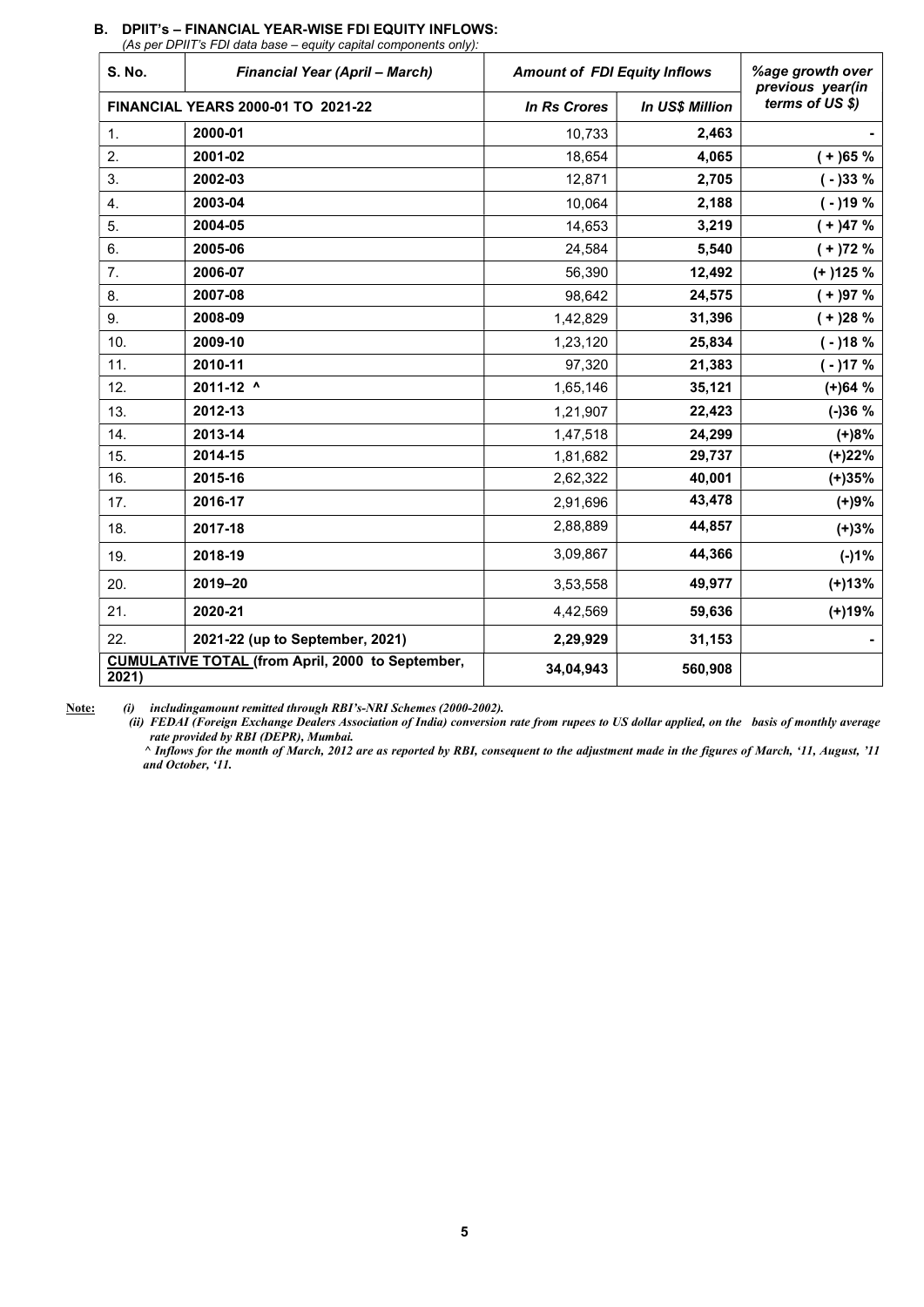### B. DPIIT's – FINANCIAL YEAR-WISE FDI EQUITY INFLOWS:

*(As per DPIIT's FDI data base – equity capital components only):*

| S. No. | *Financial Year (April – March)* | *Amount of FDI Equity Inflows* | | *%age growth over previous year(in terms of US $)* |
|---|---|---|---|---|
| **FINANCIAL YEARS 2000-01 TO 2021-22** | | *In Rs Crores* | *In US$ Million* | |
| 1. | **2000-01** | 10,733 | **2,463** | **-** |
| 2. | **2001-02** | 18,654 | **4,065** | **( + )65 %** |
| 3. | **2002-03** | 12,871 | **2,705** | **( - )33 %** |
| 4. | **2003-04** | 10,064 | **2,188** | **( - )19 %** |
| 5. | **2004-05** | 14,653 | **3,219** | **( + )47 %** |
| 6. | **2005-06** | 24,584 | **5,540** | **( + )72 %** |
| 7. | **2006-07** | 56,390 | **12,492** | **(+ )125 %** |
| 8. | **2007-08** | 98,642 | **24,575** | **( + )97 %** |
| 9. | **2008-09** | 1,42,829 | **31,396** | **( + )28 %** |
| 10. | **2009-10** | 1,23,120 | **25,834** | **( - )18 %** |
| 11. | **2010-11** | 97,320 | **21,383** | **( - )17 %** |
| 12. | **2011-12 ^** | 1,65,146 | **35,121** | **(+)64 %** |
| 13. | **2012-13** | 1,21,907 | **22,423** | **(-)36 %** |
| 14. | **2013-14** | 1,47,518 | **24,299** | **(+)8%** |
| 15. | **2014-15** | 1,81,682 | **29,737** | **(+)22%** |
| 16. | **2015-16** | 2,62,322 | **40,001** | **(+)35%** |
| 17. | **2016-17** | 2,91,696 | **43,478** | **(+)9%** |
| 18. | **2017-18** | 2,88,889 | **44,857** | **(+)3%** |
| 19. | **2018-19** | 3,09,867 | **44,366** | **(-)1%** |
| 20. | **2019–20** | 3,53,558 | **49,977** | **(+)13%** |
| 21. | **2020-21** | 4,42,569 | **59,636** | **(+)19%** |
| 22. | **2021-22 (up to September, 2021)** | **2,29,929** | **31,153** | **-** |
| **CUMULATIVE TOTAL (from April, 2000 to September, 2021)** | | **34,04,943** | **560,908** | |

**Note:** *(i) includingamount remitted through RBI's-NRI Schemes (2000-2002).*

*(ii) FEDAI (Foreign Exchange Dealers Association of India) conversion rate from rupees to US dollar applied, on the basis of monthly average rate provided by RBI (DEPR), Mumbai.*

*^ Inflows for the month of March, 2012 are as reported by RBI, consequent to the adjustment made in the figures of March, '11, August, '11 and October, '11.*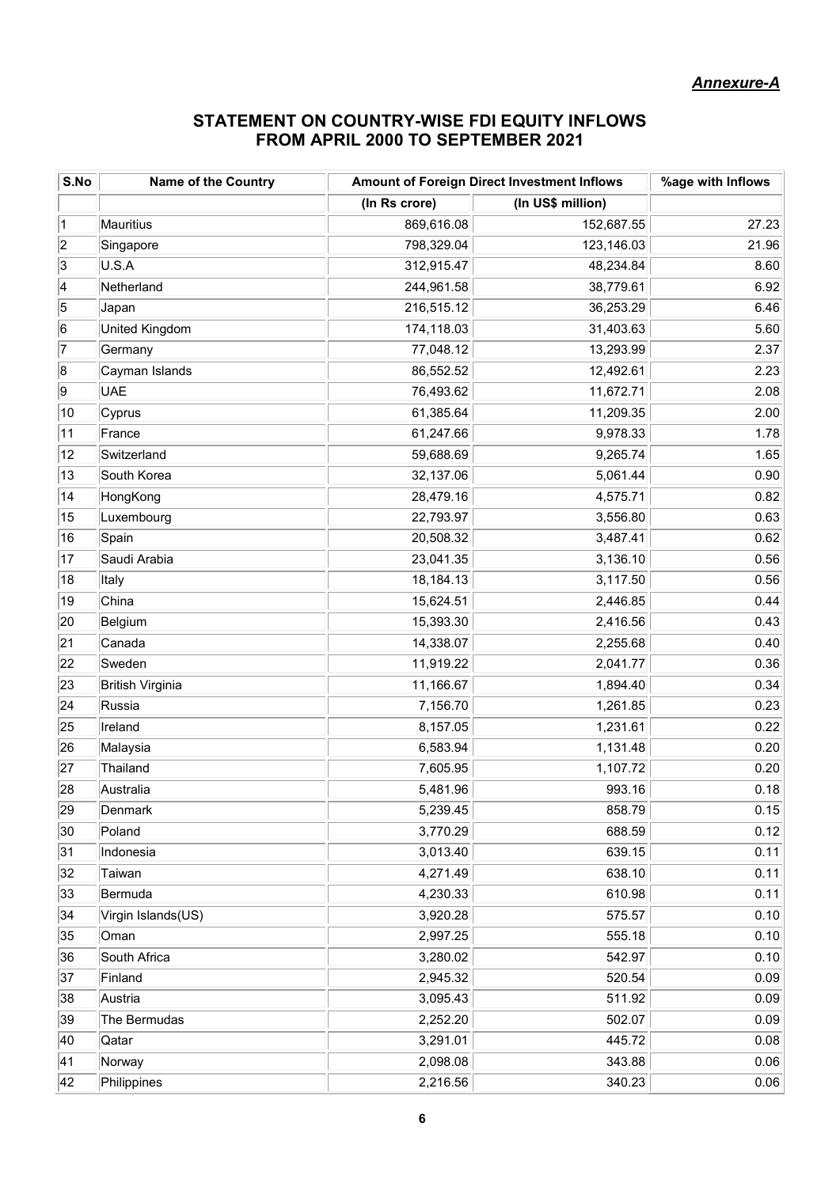*Annexure-A*

## STATEMENT ON COUNTRY-WISE FDI EQUITY INFLOWS FROM APRIL 2000 TO SEPTEMBER 2021

| S.No | Name of the Country | Amount of Foreign Direct Investment Inflows | | %age with Inflows |
|---|---|---|---|---|
| | | (In Rs crore) | (In US$ million) | |
| 1 | Mauritius | 869,616.08 | 152,687.55 | 27.23 |
| 2 | Singapore | 798,329.04 | 123,146.03 | 21.96 |
| 3 | U.S.A | 312,915.47 | 48,234.84 | 8.60 |
| 4 | Netherland | 244,961.58 | 38,779.61 | 6.92 |
| 5 | Japan | 216,515.12 | 36,253.29 | 6.46 |
| 6 | United Kingdom | 174,118.03 | 31,403.63 | 5.60 |
| 7 | Germany | 77,048.12 | 13,293.99 | 2.37 |
| 8 | Cayman Islands | 86,552.52 | 12,492.61 | 2.23 |
| 9 | UAE | 76,493.62 | 11,672.71 | 2.08 |
| 10 | Cyprus | 61,385.64 | 11,209.35 | 2.00 |
| 11 | France | 61,247.66 | 9,978.33 | 1.78 |
| 12 | Switzerland | 59,688.69 | 9,265.74 | 1.65 |
| 13 | South Korea | 32,137.06 | 5,061.44 | 0.90 |
| 14 | HongKong | 28,479.16 | 4,575.71 | 0.82 |
| 15 | Luxembourg | 22,793.97 | 3,556.80 | 0.63 |
| 16 | Spain | 20,508.32 | 3,487.41 | 0.62 |
| 17 | Saudi Arabia | 23,041.35 | 3,136.10 | 0.56 |
| 18 | Italy | 18,184.13 | 3,117.50 | 0.56 |
| 19 | China | 15,624.51 | 2,446.85 | 0.44 |
| 20 | Belgium | 15,393.30 | 2,416.56 | 0.43 |
| 21 | Canada | 14,338.07 | 2,255.68 | 0.40 |
| 22 | Sweden | 11,919.22 | 2,041.77 | 0.36 |
| 23 | British Virginia | 11,166.67 | 1,894.40 | 0.34 |
| 24 | Russia | 7,156.70 | 1,261.85 | 0.23 |
| 25 | Ireland | 8,157.05 | 1,231.61 | 0.22 |
| 26 | Malaysia | 6,583.94 | 1,131.48 | 0.20 |
| 27 | Thailand | 7,605.95 | 1,107.72 | 0.20 |
| 28 | Australia | 5,481.96 | 993.16 | 0.18 |
| 29 | Denmark | 5,239.45 | 858.79 | 0.15 |
| 30 | Poland | 3,770.29 | 688.59 | 0.12 |
| 31 | Indonesia | 3,013.40 | 639.15 | 0.11 |
| 32 | Taiwan | 4,271.49 | 638.10 | 0.11 |
| 33 | Bermuda | 4,230.33 | 610.98 | 0.11 |
| 34 | Virgin Islands(US) | 3,920.28 | 575.57 | 0.10 |
| 35 | Oman | 2,997.25 | 555.18 | 0.10 |
| 36 | South Africa | 3,280.02 | 542.97 | 0.10 |
| 37 | Finland | 2,945.32 | 520.54 | 0.09 |
| 38 | Austria | 3,095.43 | 511.92 | 0.09 |
| 39 | The Bermudas | 2,252.20 | 502.07 | 0.09 |
| 40 | Qatar | 3,291.01 | 445.72 | 0.08 |
| 41 | Norway | 2,098.08 | 343.88 | 0.06 |
| 42 | Philippines | 2,216.56 | 340.23 | 0.06 |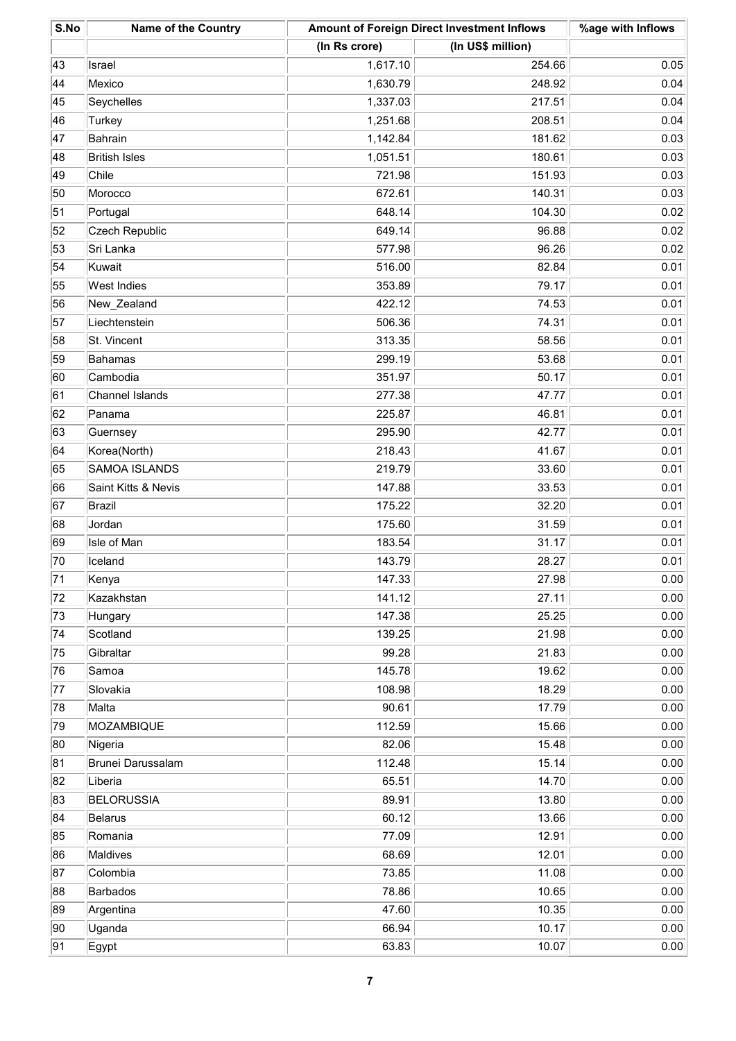| S.No | Name of the Country | Amount of Foreign Direct Investment Inflows | | %age with Inflows |
|---|---|---|---|---|
| | | (In Rs crore) | (In US$ million) | |
| 43 | Israel | 1,617.10 | 254.66 | 0.05 |
| 44 | Mexico | 1,630.79 | 248.92 | 0.04 |
| 45 | Seychelles | 1,337.03 | 217.51 | 0.04 |
| 46 | Turkey | 1,251.68 | 208.51 | 0.04 |
| 47 | Bahrain | 1,142.84 | 181.62 | 0.03 |
| 48 | British Isles | 1,051.51 | 180.61 | 0.03 |
| 49 | Chile | 721.98 | 151.93 | 0.03 |
| 50 | Morocco | 672.61 | 140.31 | 0.03 |
| 51 | Portugal | 648.14 | 104.30 | 0.02 |
| 52 | Czech Republic | 649.14 | 96.88 | 0.02 |
| 53 | Sri Lanka | 577.98 | 96.26 | 0.02 |
| 54 | Kuwait | 516.00 | 82.84 | 0.01 |
| 55 | West Indies | 353.89 | 79.17 | 0.01 |
| 56 | New_Zealand | 422.12 | 74.53 | 0.01 |
| 57 | Liechtenstein | 506.36 | 74.31 | 0.01 |
| 58 | St. Vincent | 313.35 | 58.56 | 0.01 |
| 59 | Bahamas | 299.19 | 53.68 | 0.01 |
| 60 | Cambodia | 351.97 | 50.17 | 0.01 |
| 61 | Channel Islands | 277.38 | 47.77 | 0.01 |
| 62 | Panama | 225.87 | 46.81 | 0.01 |
| 63 | Guernsey | 295.90 | 42.77 | 0.01 |
| 64 | Korea(North) | 218.43 | 41.67 | 0.01 |
| 65 | SAMOA ISLANDS | 219.79 | 33.60 | 0.01 |
| 66 | Saint Kitts & Nevis | 147.88 | 33.53 | 0.01 |
| 67 | Brazil | 175.22 | 32.20 | 0.01 |
| 68 | Jordan | 175.60 | 31.59 | 0.01 |
| 69 | Isle of Man | 183.54 | 31.17 | 0.01 |
| 70 | Iceland | 143.79 | 28.27 | 0.01 |
| 71 | Kenya | 147.33 | 27.98 | 0.00 |
| 72 | Kazakhstan | 141.12 | 27.11 | 0.00 |
| 73 | Hungary | 147.38 | 25.25 | 0.00 |
| 74 | Scotland | 139.25 | 21.98 | 0.00 |
| 75 | Gibraltar | 99.28 | 21.83 | 0.00 |
| 76 | Samoa | 145.78 | 19.62 | 0.00 |
| 77 | Slovakia | 108.98 | 18.29 | 0.00 |
| 78 | Malta | 90.61 | 17.79 | 0.00 |
| 79 | MOZAMBIQUE | 112.59 | 15.66 | 0.00 |
| 80 | Nigeria | 82.06 | 15.48 | 0.00 |
| 81 | Brunei Darussalam | 112.48 | 15.14 | 0.00 |
| 82 | Liberia | 65.51 | 14.70 | 0.00 |
| 83 | BELORUSSIA | 89.91 | 13.80 | 0.00 |
| 84 | Belarus | 60.12 | 13.66 | 0.00 |
| 85 | Romania | 77.09 | 12.91 | 0.00 |
| 86 | Maldives | 68.69 | 12.01 | 0.00 |
| 87 | Colombia | 73.85 | 11.08 | 0.00 |
| 88 | Barbados | 78.86 | 10.65 | 0.00 |
| 89 | Argentina | 47.60 | 10.35 | 0.00 |
| 90 | Uganda | 66.94 | 10.17 | 0.00 |
| 91 | Egypt | 63.83 | 10.07 | 0.00 |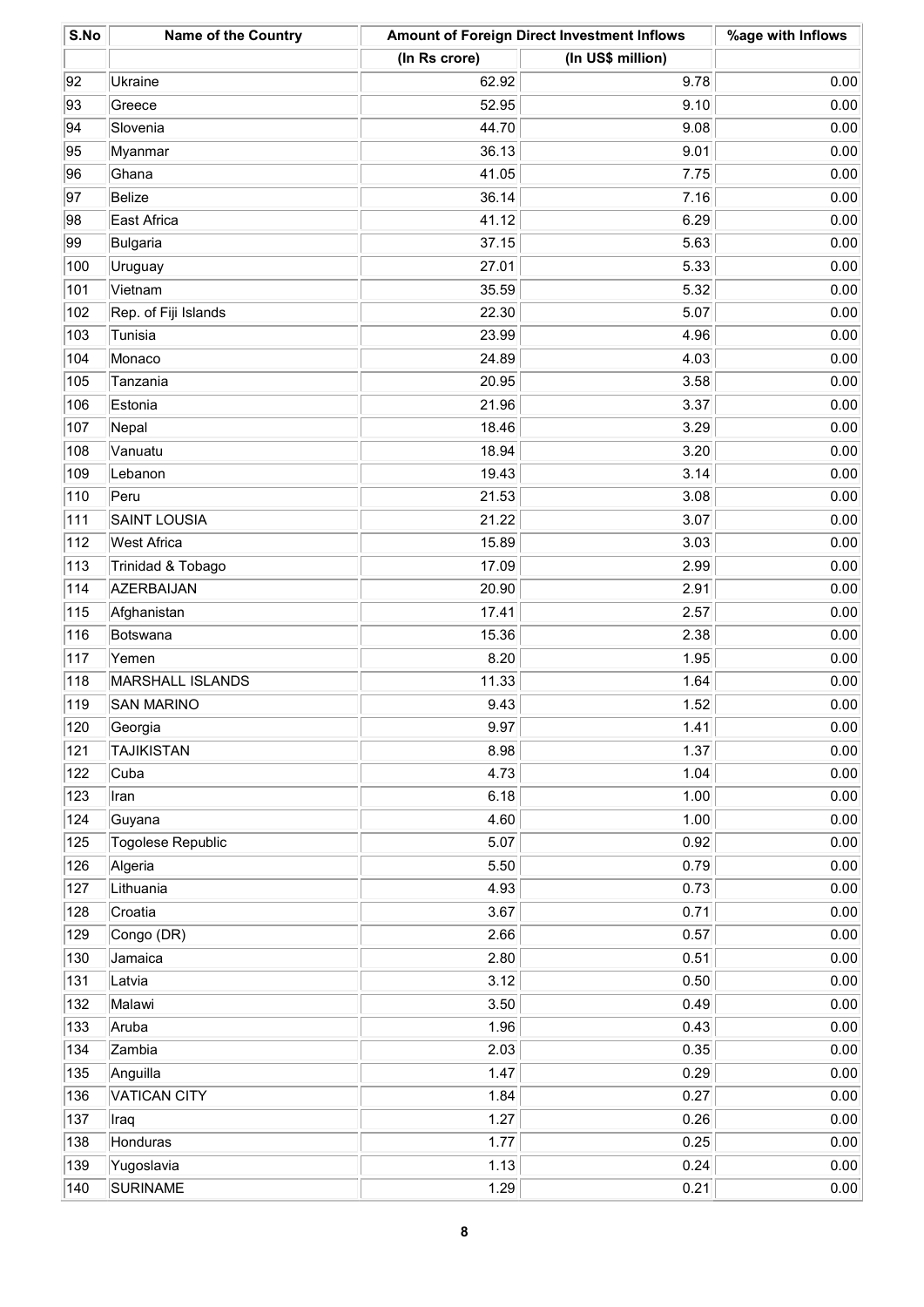| S.No | Name of the Country | Amount of Foreign Direct Investment Inflows | | %age with Inflows |
|---|---|---|---|---|
| | | (In Rs crore) | (In US$ million) | |
| 92 | Ukraine | 62.92 | 9.78 | 0.00 |
| 93 | Greece | 52.95 | 9.10 | 0.00 |
| 94 | Slovenia | 44.70 | 9.08 | 0.00 |
| 95 | Myanmar | 36.13 | 9.01 | 0.00 |
| 96 | Ghana | 41.05 | 7.75 | 0.00 |
| 97 | Belize | 36.14 | 7.16 | 0.00 |
| 98 | East Africa | 41.12 | 6.29 | 0.00 |
| 99 | Bulgaria | 37.15 | 5.63 | 0.00 |
| 100 | Uruguay | 27.01 | 5.33 | 0.00 |
| 101 | Vietnam | 35.59 | 5.32 | 0.00 |
| 102 | Rep. of Fiji Islands | 22.30 | 5.07 | 0.00 |
| 103 | Tunisia | 23.99 | 4.96 | 0.00 |
| 104 | Monaco | 24.89 | 4.03 | 0.00 |
| 105 | Tanzania | 20.95 | 3.58 | 0.00 |
| 106 | Estonia | 21.96 | 3.37 | 0.00 |
| 107 | Nepal | 18.46 | 3.29 | 0.00 |
| 108 | Vanuatu | 18.94 | 3.20 | 0.00 |
| 109 | Lebanon | 19.43 | 3.14 | 0.00 |
| 110 | Peru | 21.53 | 3.08 | 0.00 |
| 111 | SAINT LOUSIA | 21.22 | 3.07 | 0.00 |
| 112 | West Africa | 15.89 | 3.03 | 0.00 |
| 113 | Trinidad & Tobago | 17.09 | 2.99 | 0.00 |
| 114 | AZERBAIJAN | 20.90 | 2.91 | 0.00 |
| 115 | Afghanistan | 17.41 | 2.57 | 0.00 |
| 116 | Botswana | 15.36 | 2.38 | 0.00 |
| 117 | Yemen | 8.20 | 1.95 | 0.00 |
| 118 | MARSHALL ISLANDS | 11.33 | 1.64 | 0.00 |
| 119 | SAN MARINO | 9.43 | 1.52 | 0.00 |
| 120 | Georgia | 9.97 | 1.41 | 0.00 |
| 121 | TAJIKISTAN | 8.98 | 1.37 | 0.00 |
| 122 | Cuba | 4.73 | 1.04 | 0.00 |
| 123 | Iran | 6.18 | 1.00 | 0.00 |
| 124 | Guyana | 4.60 | 1.00 | 0.00 |
| 125 | Togolese Republic | 5.07 | 0.92 | 0.00 |
| 126 | Algeria | 5.50 | 0.79 | 0.00 |
| 127 | Lithuania | 4.93 | 0.73 | 0.00 |
| 128 | Croatia | 3.67 | 0.71 | 0.00 |
| 129 | Congo (DR) | 2.66 | 0.57 | 0.00 |
| 130 | Jamaica | 2.80 | 0.51 | 0.00 |
| 131 | Latvia | 3.12 | 0.50 | 0.00 |
| 132 | Malawi | 3.50 | 0.49 | 0.00 |
| 133 | Aruba | 1.96 | 0.43 | 0.00 |
| 134 | Zambia | 2.03 | 0.35 | 0.00 |
| 135 | Anguilla | 1.47 | 0.29 | 0.00 |
| 136 | VATICAN CITY | 1.84 | 0.27 | 0.00 |
| 137 | Iraq | 1.27 | 0.26 | 0.00 |
| 138 | Honduras | 1.77 | 0.25 | 0.00 |
| 139 | Yugoslavia | 1.13 | 0.24 | 0.00 |
| 140 | SURINAME | 1.29 | 0.21 | 0.00 |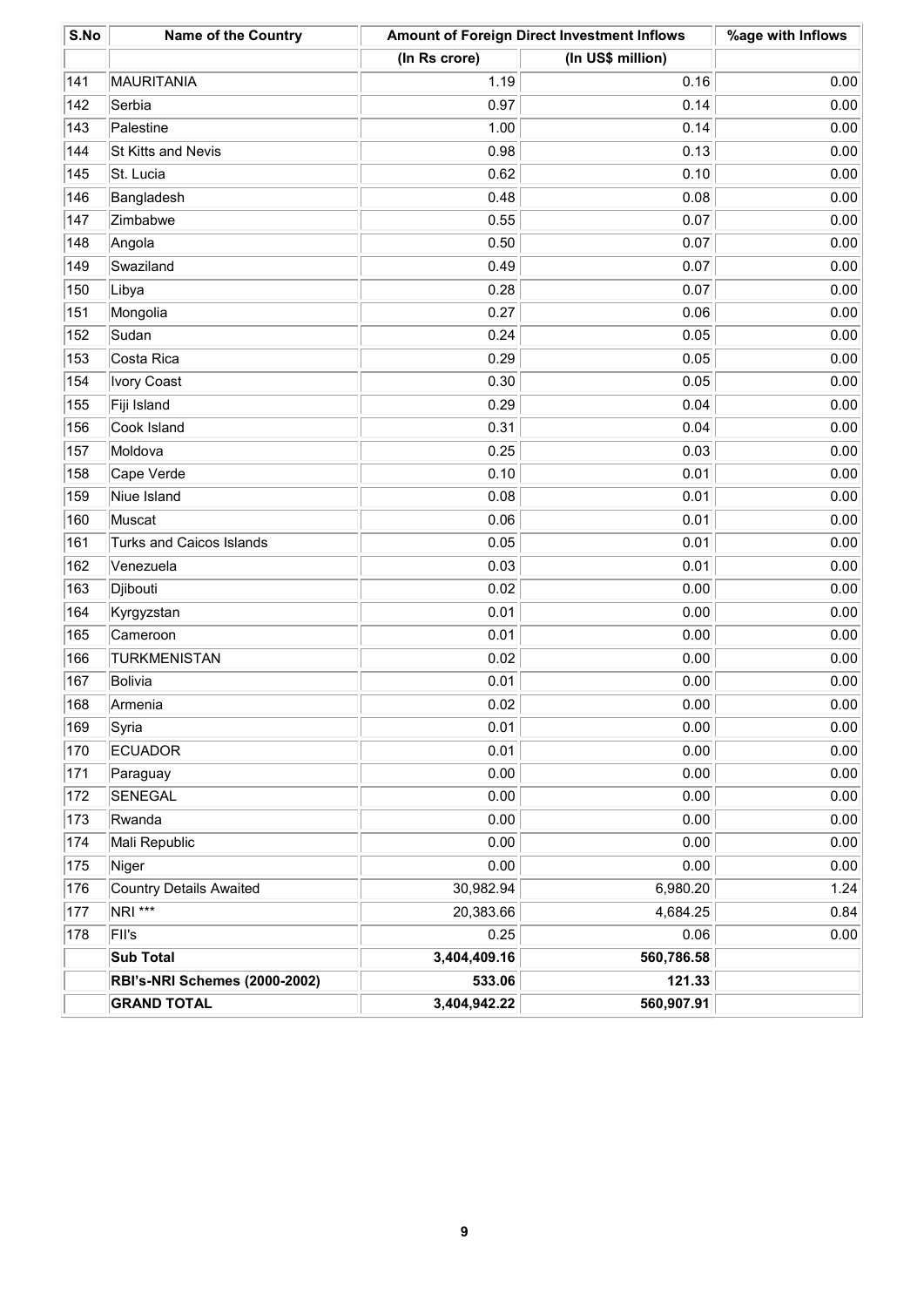| S.No | Name of the Country | Amount of Foreign Direct Investment Inflows | | %age with Inflows |
|---|---|---|---|---|
| | | (In Rs crore) | (In US$ million) | |
| 141 | MAURITANIA | 1.19 | 0.16 | 0.00 |
| 142 | Serbia | 0.97 | 0.14 | 0.00 |
| 143 | Palestine | 1.00 | 0.14 | 0.00 |
| 144 | St Kitts and Nevis | 0.98 | 0.13 | 0.00 |
| 145 | St. Lucia | 0.62 | 0.10 | 0.00 |
| 146 | Bangladesh | 0.48 | 0.08 | 0.00 |
| 147 | Zimbabwe | 0.55 | 0.07 | 0.00 |
| 148 | Angola | 0.50 | 0.07 | 0.00 |
| 149 | Swaziland | 0.49 | 0.07 | 0.00 |
| 150 | Libya | 0.28 | 0.07 | 0.00 |
| 151 | Mongolia | 0.27 | 0.06 | 0.00 |
| 152 | Sudan | 0.24 | 0.05 | 0.00 |
| 153 | Costa Rica | 0.29 | 0.05 | 0.00 |
| 154 | Ivory Coast | 0.30 | 0.05 | 0.00 |
| 155 | Fiji Island | 0.29 | 0.04 | 0.00 |
| 156 | Cook Island | 0.31 | 0.04 | 0.00 |
| 157 | Moldova | 0.25 | 0.03 | 0.00 |
| 158 | Cape Verde | 0.10 | 0.01 | 0.00 |
| 159 | Niue Island | 0.08 | 0.01 | 0.00 |
| 160 | Muscat | 0.06 | 0.01 | 0.00 |
| 161 | Turks and Caicos Islands | 0.05 | 0.01 | 0.00 |
| 162 | Venezuela | 0.03 | 0.01 | 0.00 |
| 163 | Djibouti | 0.02 | 0.00 | 0.00 |
| 164 | Kyrgyzstan | 0.01 | 0.00 | 0.00 |
| 165 | Cameroon | 0.01 | 0.00 | 0.00 |
| 166 | TURKMENISTAN | 0.02 | 0.00 | 0.00 |
| 167 | Bolivia | 0.01 | 0.00 | 0.00 |
| 168 | Armenia | 0.02 | 0.00 | 0.00 |
| 169 | Syria | 0.01 | 0.00 | 0.00 |
| 170 | ECUADOR | 0.01 | 0.00 | 0.00 |
| 171 | Paraguay | 0.00 | 0.00 | 0.00 |
| 172 | SENEGAL | 0.00 | 0.00 | 0.00 |
| 173 | Rwanda | 0.00 | 0.00 | 0.00 |
| 174 | Mali Republic | 0.00 | 0.00 | 0.00 |
| 175 | Niger | 0.00 | 0.00 | 0.00 |
| 176 | Country Details Awaited | 30,982.94 | 6,980.20 | 1.24 |
| 177 | NRI *** | 20,383.66 | 4,684.25 | 0.84 |
| 178 | FII's | 0.25 | 0.06 | 0.00 |
| | **Sub Total** | **3,404,409.16** | **560,786.58** | |
| | **RBI's-NRI Schemes (2000-2002)** | **533.06** | **121.33** | |
| | **GRAND TOTAL** | **3,404,942.22** | **560,907.91** | |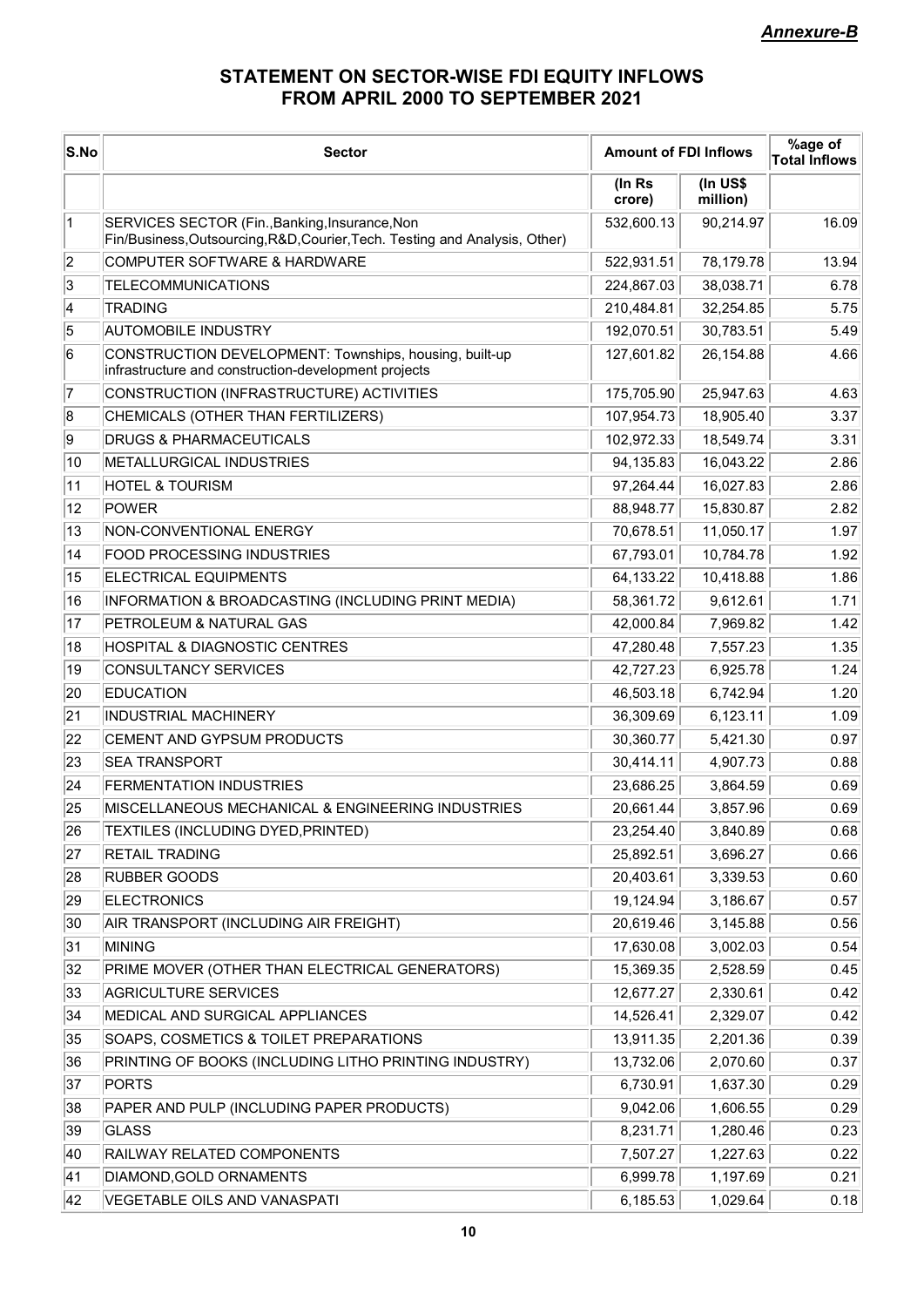*Annexure-B*

## STATEMENT ON SECTOR-WISE FDI EQUITY INFLOWS FROM APRIL 2000 TO SEPTEMBER 2021

| S.No | Sector | Amount of FDI Inflows | | %age of Total Inflows |
|---|---|---|---|---|
| | | (In Rs crore) | (In US$ million) | |
| 1 | SERVICES SECTOR (Fin.,Banking,Insurance,Non Fin/Business,Outsourcing,R&D,Courier,Tech. Testing and Analysis, Other) | 532,600.13 | 90,214.97 | 16.09 |
| 2 | COMPUTER SOFTWARE & HARDWARE | 522,931.51 | 78,179.78 | 13.94 |
| 3 | TELECOMMUNICATIONS | 224,867.03 | 38,038.71 | 6.78 |
| 4 | TRADING | 210,484.81 | 32,254.85 | 5.75 |
| 5 | AUTOMOBILE INDUSTRY | 192,070.51 | 30,783.51 | 5.49 |
| 6 | CONSTRUCTION DEVELOPMENT: Townships, housing, built-up infrastructure and construction-development projects | 127,601.82 | 26,154.88 | 4.66 |
| 7 | CONSTRUCTION (INFRASTRUCTURE) ACTIVITIES | 175,705.90 | 25,947.63 | 4.63 |
| 8 | CHEMICALS (OTHER THAN FERTILIZERS) | 107,954.73 | 18,905.40 | 3.37 |
| 9 | DRUGS & PHARMACEUTICALS | 102,972.33 | 18,549.74 | 3.31 |
| 10 | METALLURGICAL INDUSTRIES | 94,135.83 | 16,043.22 | 2.86 |
| 11 | HOTEL & TOURISM | 97,264.44 | 16,027.83 | 2.86 |
| 12 | POWER | 88,948.77 | 15,830.87 | 2.82 |
| 13 | NON-CONVENTIONAL ENERGY | 70,678.51 | 11,050.17 | 1.97 |
| 14 | FOOD PROCESSING INDUSTRIES | 67,793.01 | 10,784.78 | 1.92 |
| 15 | ELECTRICAL EQUIPMENTS | 64,133.22 | 10,418.88 | 1.86 |
| 16 | INFORMATION & BROADCASTING (INCLUDING PRINT MEDIA) | 58,361.72 | 9,612.61 | 1.71 |
| 17 | PETROLEUM & NATURAL GAS | 42,000.84 | 7,969.82 | 1.42 |
| 18 | HOSPITAL & DIAGNOSTIC CENTRES | 47,280.48 | 7,557.23 | 1.35 |
| 19 | CONSULTANCY SERVICES | 42,727.23 | 6,925.78 | 1.24 |
| 20 | EDUCATION | 46,503.18 | 6,742.94 | 1.20 |
| 21 | INDUSTRIAL MACHINERY | 36,309.69 | 6,123.11 | 1.09 |
| 22 | CEMENT AND GYPSUM PRODUCTS | 30,360.77 | 5,421.30 | 0.97 |
| 23 | SEA TRANSPORT | 30,414.11 | 4,907.73 | 0.88 |
| 24 | FERMENTATION INDUSTRIES | 23,686.25 | 3,864.59 | 0.69 |
| 25 | MISCELLANEOUS MECHANICAL & ENGINEERING INDUSTRIES | 20,661.44 | 3,857.96 | 0.69 |
| 26 | TEXTILES (INCLUDING DYED,PRINTED) | 23,254.40 | 3,840.89 | 0.68 |
| 27 | RETAIL TRADING | 25,892.51 | 3,696.27 | 0.66 |
| 28 | RUBBER GOODS | 20,403.61 | 3,339.53 | 0.60 |
| 29 | ELECTRONICS | 19,124.94 | 3,186.67 | 0.57 |
| 30 | AIR TRANSPORT (INCLUDING AIR FREIGHT) | 20,619.46 | 3,145.88 | 0.56 |
| 31 | MINING | 17,630.08 | 3,002.03 | 0.54 |
| 32 | PRIME MOVER (OTHER THAN ELECTRICAL GENERATORS) | 15,369.35 | 2,528.59 | 0.45 |
| 33 | AGRICULTURE SERVICES | 12,677.27 | 2,330.61 | 0.42 |
| 34 | MEDICAL AND SURGICAL APPLIANCES | 14,526.41 | 2,329.07 | 0.42 |
| 35 | SOAPS, COSMETICS & TOILET PREPARATIONS | 13,911.35 | 2,201.36 | 0.39 |
| 36 | PRINTING OF BOOKS (INCLUDING LITHO PRINTING INDUSTRY) | 13,732.06 | 2,070.60 | 0.37 |
| 37 | PORTS | 6,730.91 | 1,637.30 | 0.29 |
| 38 | PAPER AND PULP (INCLUDING PAPER PRODUCTS) | 9,042.06 | 1,606.55 | 0.29 |
| 39 | GLASS | 8,231.71 | 1,280.46 | 0.23 |
| 40 | RAILWAY RELATED COMPONENTS | 7,507.27 | 1,227.63 | 0.22 |
| 41 | DIAMOND,GOLD ORNAMENTS | 6,999.78 | 1,197.69 | 0.21 |
| 42 | VEGETABLE OILS AND VANASPATI | 6,185.53 | 1,029.64 | 0.18 |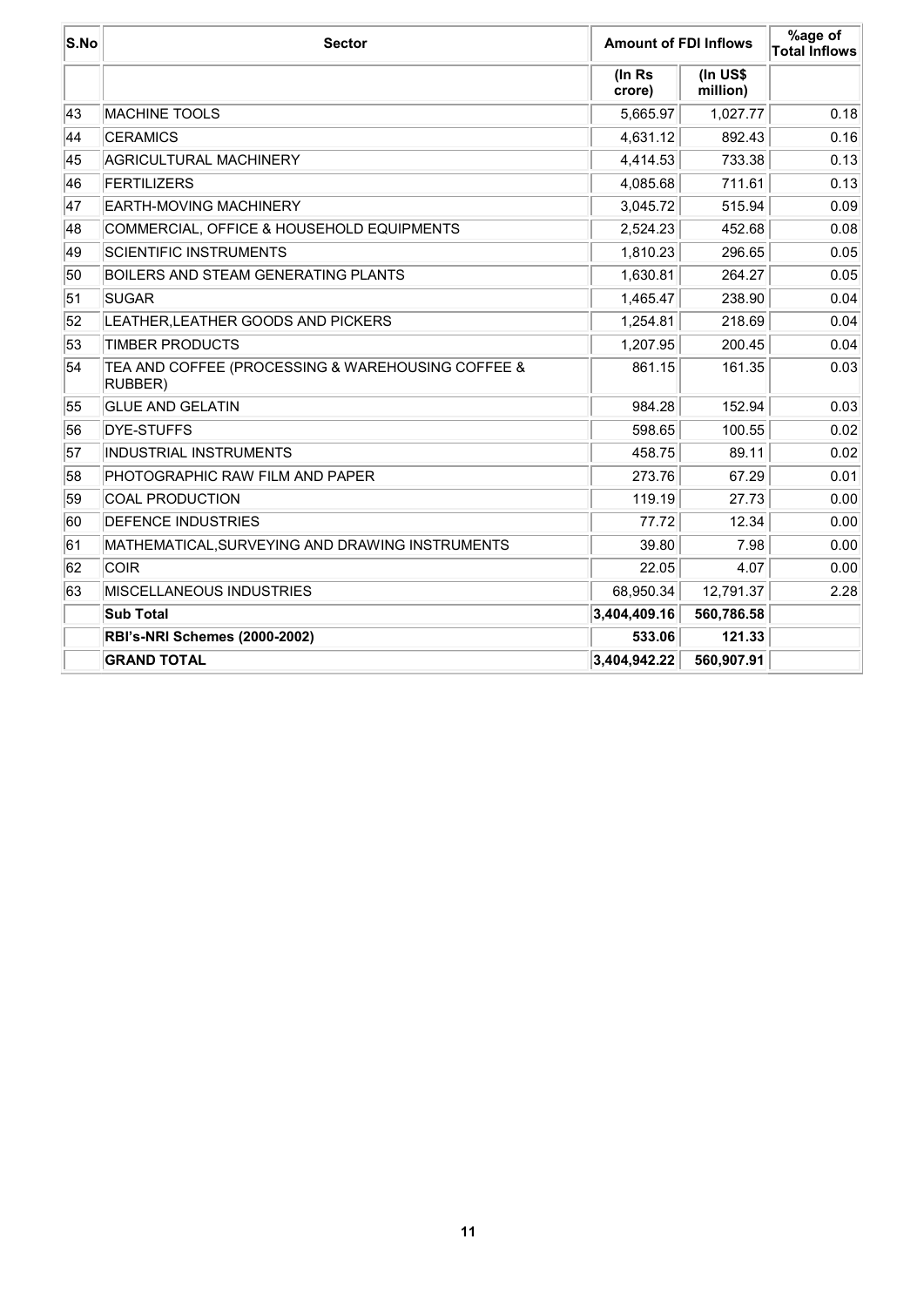| S.No | Sector | Amount of FDI Inflows | | %age of Total Inflows |
|---|---|---|---|---|
| | | (In Rs crore) | (In US$ million) | |
| 43 | MACHINE TOOLS | 5,665.97 | 1,027.77 | 0.18 |
| 44 | CERAMICS | 4,631.12 | 892.43 | 0.16 |
| 45 | AGRICULTURAL MACHINERY | 4,414.53 | 733.38 | 0.13 |
| 46 | FERTILIZERS | 4,085.68 | 711.61 | 0.13 |
| 47 | EARTH-MOVING MACHINERY | 3,045.72 | 515.94 | 0.09 |
| 48 | COMMERCIAL, OFFICE & HOUSEHOLD EQUIPMENTS | 2,524.23 | 452.68 | 0.08 |
| 49 | SCIENTIFIC INSTRUMENTS | 1,810.23 | 296.65 | 0.05 |
| 50 | BOILERS AND STEAM GENERATING PLANTS | 1,630.81 | 264.27 | 0.05 |
| 51 | SUGAR | 1,465.47 | 238.90 | 0.04 |
| 52 | LEATHER,LEATHER GOODS AND PICKERS | 1,254.81 | 218.69 | 0.04 |
| 53 | TIMBER PRODUCTS | 1,207.95 | 200.45 | 0.04 |
| 54 | TEA AND COFFEE (PROCESSING & WAREHOUSING COFFEE & RUBBER) | 861.15 | 161.35 | 0.03 |
| 55 | GLUE AND GELATIN | 984.28 | 152.94 | 0.03 |
| 56 | DYE-STUFFS | 598.65 | 100.55 | 0.02 |
| 57 | INDUSTRIAL INSTRUMENTS | 458.75 | 89.11 | 0.02 |
| 58 | PHOTOGRAPHIC RAW FILM AND PAPER | 273.76 | 67.29 | 0.01 |
| 59 | COAL PRODUCTION | 119.19 | 27.73 | 0.00 |
| 60 | DEFENCE INDUSTRIES | 77.72 | 12.34 | 0.00 |
| 61 | MATHEMATICAL,SURVEYING AND DRAWING INSTRUMENTS | 39.80 | 7.98 | 0.00 |
| 62 | COIR | 22.05 | 4.07 | 0.00 |
| 63 | MISCELLANEOUS INDUSTRIES | 68,950.34 | 12,791.37 | 2.28 |
| | **Sub Total** | **3,404,409.16** | **560,786.58** | |
| | **RBI's-NRI Schemes (2000-2002)** | **533.06** | **121.33** | |
| | **GRAND TOTAL** | **3,404,942.22** | **560,907.91** | |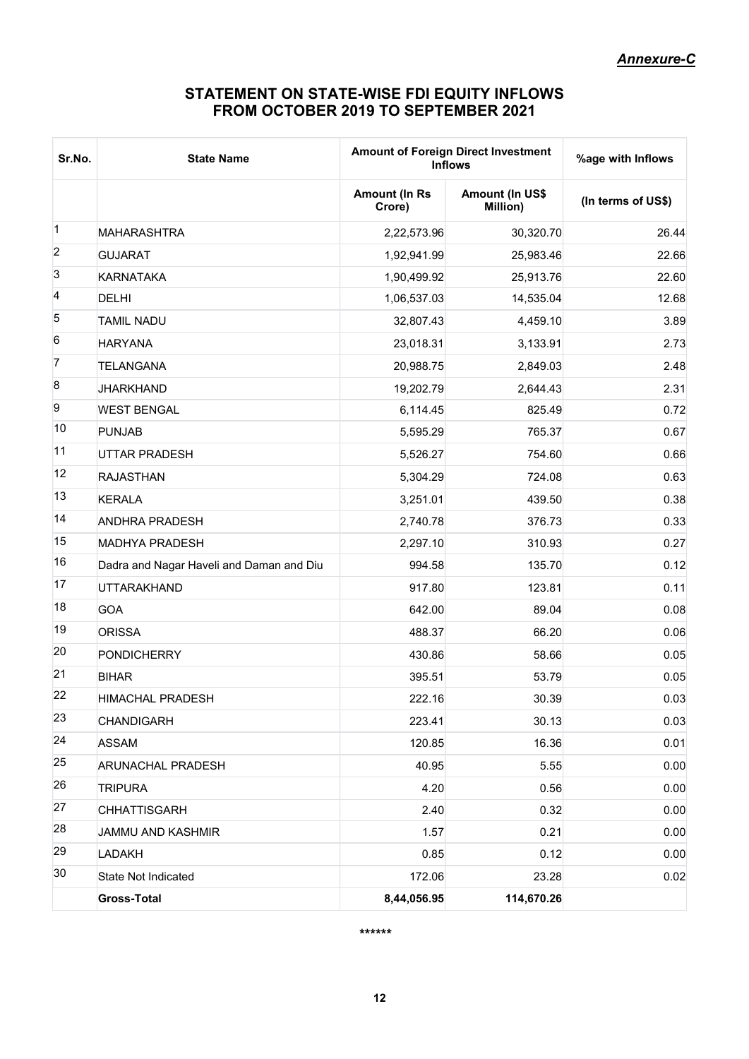*Annexure-C*

## STATEMENT ON STATE-WISE FDI EQUITY INFLOWS FROM OCTOBER 2019 TO SEPTEMBER 2021

| Sr.No. | State Name | Amount of Foreign Direct Investment Inflows | | %age with Inflows |
|---|---|---|---|---|
| | | Amount (In Rs Crore) | Amount (In US$ Million) | (In terms of US$) |
| 1 | MAHARASHTRA | 2,22,573.96 | 30,320.70 | 26.44 |
| 2 | GUJARAT | 1,92,941.99 | 25,983.46 | 22.66 |
| 3 | KARNATAKA | 1,90,499.92 | 25,913.76 | 22.60 |
| 4 | DELHI | 1,06,537.03 | 14,535.04 | 12.68 |
| 5 | TAMIL NADU | 32,807.43 | 4,459.10 | 3.89 |
| 6 | HARYANA | 23,018.31 | 3,133.91 | 2.73 |
| 7 | TELANGANA | 20,988.75 | 2,849.03 | 2.48 |
| 8 | JHARKHAND | 19,202.79 | 2,644.43 | 2.31 |
| 9 | WEST BENGAL | 6,114.45 | 825.49 | 0.72 |
| 10 | PUNJAB | 5,595.29 | 765.37 | 0.67 |
| 11 | UTTAR PRADESH | 5,526.27 | 754.60 | 0.66 |
| 12 | RAJASTHAN | 5,304.29 | 724.08 | 0.63 |
| 13 | KERALA | 3,251.01 | 439.50 | 0.38 |
| 14 | ANDHRA PRADESH | 2,740.78 | 376.73 | 0.33 |
| 15 | MADHYA PRADESH | 2,297.10 | 310.93 | 0.27 |
| 16 | Dadra and Nagar Haveli and Daman and Diu | 994.58 | 135.70 | 0.12 |
| 17 | UTTARAKHAND | 917.80 | 123.81 | 0.11 |
| 18 | GOA | 642.00 | 89.04 | 0.08 |
| 19 | ORISSA | 488.37 | 66.20 | 0.06 |
| 20 | PONDICHERRY | 430.86 | 58.66 | 0.05 |
| 21 | BIHAR | 395.51 | 53.79 | 0.05 |
| 22 | HIMACHAL PRADESH | 222.16 | 30.39 | 0.03 |
| 23 | CHANDIGARH | 223.41 | 30.13 | 0.03 |
| 24 | ASSAM | 120.85 | 16.36 | 0.01 |
| 25 | ARUNACHAL PRADESH | 40.95 | 5.55 | 0.00 |
| 26 | TRIPURA | 4.20 | 0.56 | 0.00 |
| 27 | CHHATTISGARH | 2.40 | 0.32 | 0.00 |
| 28 | JAMMU AND KASHMIR | 1.57 | 0.21 | 0.00 |
| 29 | LADAKH | 0.85 | 0.12 | 0.00 |
| 30 | State Not Indicated | 172.06 | 23.28 | 0.02 |
| | **Gross-Total** | **8,44,056.95** | **114,670.26** | |

******